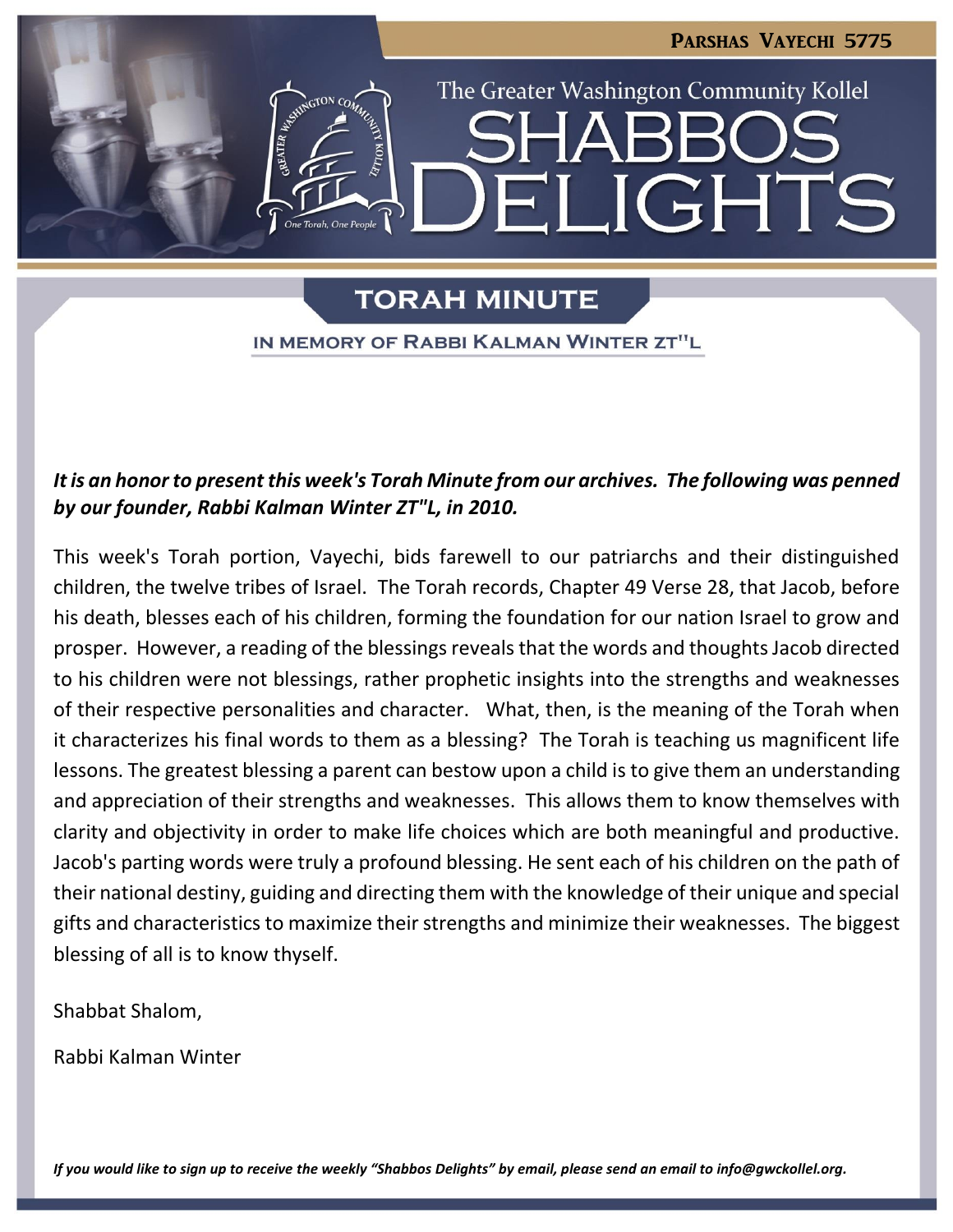Parshas Vayechi 5775

The Greater Washington Community Kollel

# Shabbos Delights

## Torah Minute

### In Memory of Rabbi Kalman Winter zt"l

***It is an honor to present this week's Torah Minute from our archives. The following was penned by our founder, Rabbi Kalman Winter ZT"L, in 2010.***

This week's Torah portion, Vayechi, bids farewell to our patriarchs and their distinguished children, the twelve tribes of Israel. The Torah records, Chapter 49 Verse 28, that Jacob, before his death, blesses each of his children, forming the foundation for our nation Israel to grow and prosper. However, a reading of the blessings reveals that the words and thoughts Jacob directed to his children were not blessings, rather prophetic insights into the strengths and weaknesses of their respective personalities and character. What, then, is the meaning of the Torah when it characterizes his final words to them as a blessing? The Torah is teaching us magnificent life lessons. The greatest blessing a parent can bestow upon a child is to give them an understanding and appreciation of their strengths and weaknesses. This allows them to know themselves with clarity and objectivity in order to make life choices which are both meaningful and productive. Jacob's parting words were truly a profound blessing. He sent each of his children on the path of their national destiny, guiding and directing them with the knowledge of their unique and special gifts and characteristics to maximize their strengths and minimize their weaknesses. The biggest blessing of all is to know thyself.

Shabbat Shalom,

Rabbi Kalman Winter

*If you would like to sign up to receive the weekly "Shabbos Delights" by email, please send an email to info@gwckollel.org.*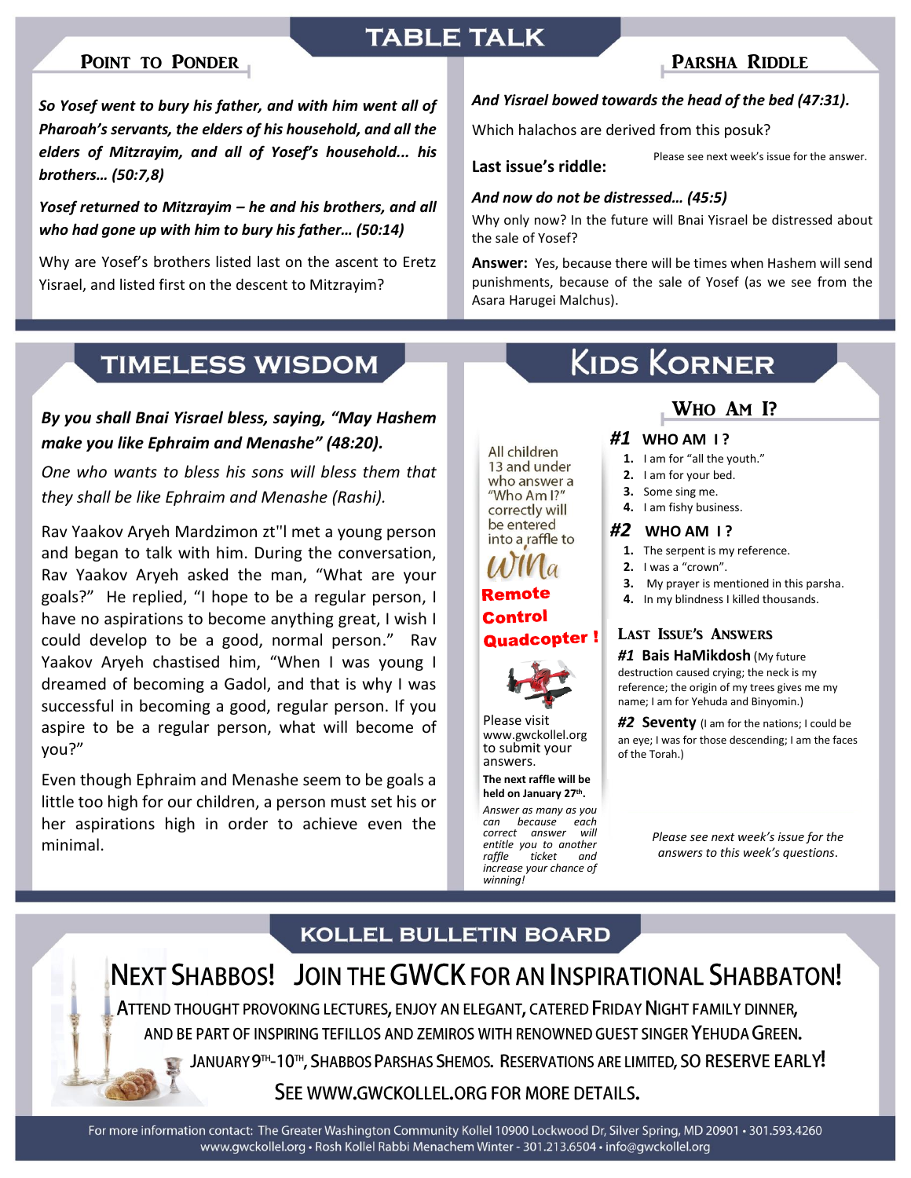# TABLE TALK

## Point to Ponder

***So Yosef went to bury his father, and with him went all of Pharoah's servants, the elders of his household, and all the elders of Mitzrayim, and all of Yosef's household... his brothers… (50:7,8)***

***Yosef returned to Mitzrayim – he and his brothers, and all who had gone up with him to bury his father… (50:14)***

Why are Yosef's brothers listed last on the ascent to Eretz Yisrael, and listed first on the descent to Mitzrayim?

## Parsha Riddle

***And Yisrael bowed towards the head of the bed (47:31).***

Which halachos are derived from this posuk?

Please see next week's issue for the answer.

**Last issue's riddle:**

***And now do not be distressed… (45:5)***

Why only now? In the future will Bnai Yisrael be distressed about the sale of Yosef?

**Answer:** Yes, because there will be times when Hashem will send punishments, because of the sale of Yosef (as we see from the Asara Harugei Malchus).

# TIMELESS WISDOM

***By you shall Bnai Yisrael bless, saying, "May Hashem make you like Ephraim and Menashe" (48:20).***

*One who wants to bless his sons will bless them that they shall be like Ephraim and Menashe (Rashi).*

Rav Yaakov Aryeh Mardzimon zt"l met a young person and began to talk with him. During the conversation, Rav Yaakov Aryeh asked the man, "What are your goals?" He replied, "I hope to be a regular person, I have no aspirations to become anything great, I wish I could develop to be a good, normal person." Rav Yaakov Aryeh chastised him, "When I was young I dreamed of becoming a Gadol, and that is why I was successful in becoming a good, regular person. If you aspire to be a regular person, what will become of you?"

Even though Ephraim and Menashe seem to be goals a little too high for our children, a person must set his or her aspirations high in order to achieve even the minimal.

# Kids Korner

All children 13 and under who answer a "Who Am I?" correctly will be entered into a raffle to

Win a **Remote Control Quadcopter!**

Please visit www.gwckollel.org to submit your answers.

**The next raffle will be held on January 27th.**

*Answer as many as you can because each correct answer will entitle you to another raffle ticket and increase your chance of winning!*

## Who Am I?

### #1 WHO AM I?

1. I am for "all the youth."
2. I am for your bed.
3. Some sing me.
4. I am fishy business.

### #2 WHO AM I?

1. The serpent is my reference.
2. I was a "crown".
3. My prayer is mentioned in this parsha.
4. In my blindness I killed thousands.

## Last Issue's Answers

**#1 Bais HaMikdosh** (My future destruction caused crying; the neck is my reference; the origin of my trees gives me my name; I am for Yehuda and Binyomin.)

**#2 Seventy** (I am for the nations; I could be an eye; I was for those descending; I am the faces of the Torah.)

*Please see next week's issue for the answers to this week's questions.*

# KOLLEL BULLETIN BOARD

## Next Shabbos! Join the GWCK for an Inspirational Shabbaton!

Attend thought provoking lectures, enjoy an elegant, catered Friday Night family dinner, and be part of inspiring tefillos and zemiros with renowned guest singer Yehuda Green.

January 9th-10th, Shabbos Parshas Shemos. Reservations are limited, so reserve early!

See www.gwckollel.org for more details.

For more information contact: The Greater Washington Community Kollel 10900 Lockwood Dr, Silver Spring, MD 20901 • 301.593.4260
www.gwckollel.org • Rosh Kollel Rabbi Menachem Winter - 301.213.6504 • info@gwckollel.org